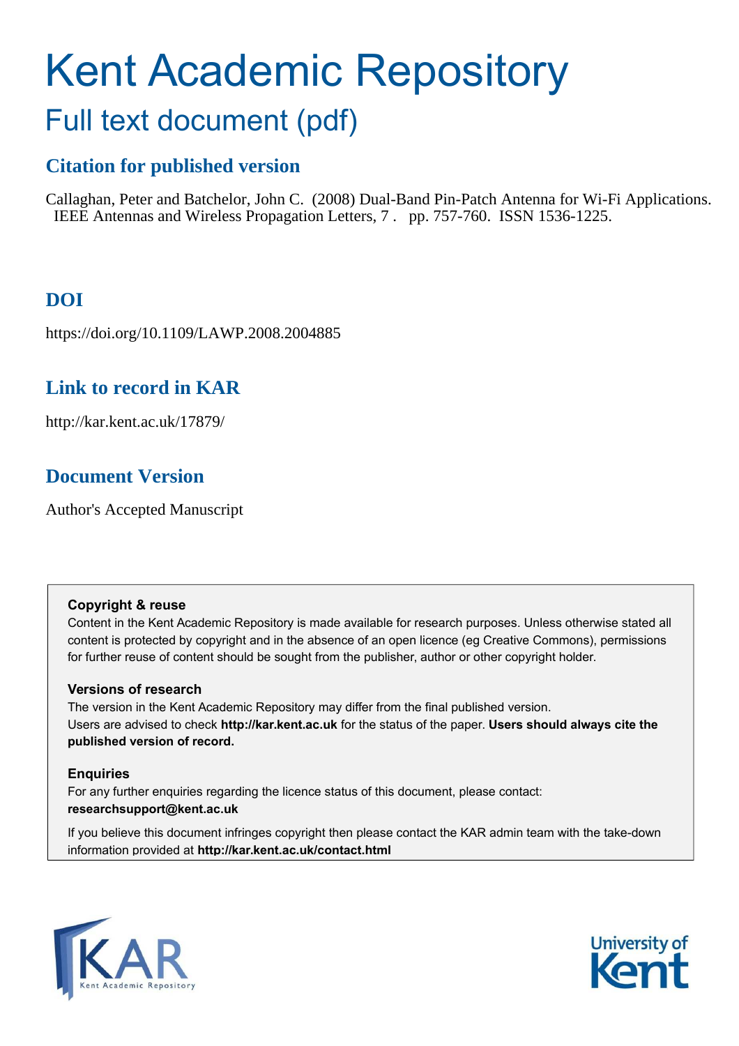# Kent Academic Repository

## Full text document (pdf)

### Citation for published version

Callaghan, Peter and Batchelor, John C. (2008) Dual-Band Pin-Patch Antenna for Wi-Fi Applications. IEEE Antennas and Wireless Propagation Letters, 7 . pp. 757-760. ISSN 1536-1225.

### DOI

https://doi.org/10.1109/LAWP.2008.2004885

### Link to record in KAR

http://kar.kent.ac.uk/17879/

### Document Version

Author's Accepted Manuscript

**Copyright & reuse**

Content in the Kent Academic Repository is made available for research purposes. Unless otherwise stated all content is protected by copyright and in the absence of an open licence (eg Creative Commons), permissions for further reuse of content should be sought from the publisher, author or other copyright holder.

**Versions of research**

The version in the Kent Academic Repository may differ from the final published version. Users are advised to check **http://kar.kent.ac.uk** for the status of the paper. **Users should always cite the published version of record.**

**Enquiries**

For any further enquiries regarding the licence status of this document, please contact: **researchsupport@kent.ac.uk**

If you believe this document infringes copyright then please contact the KAR admin team with the take-down information provided at **http://kar.kent.ac.uk/contact.html**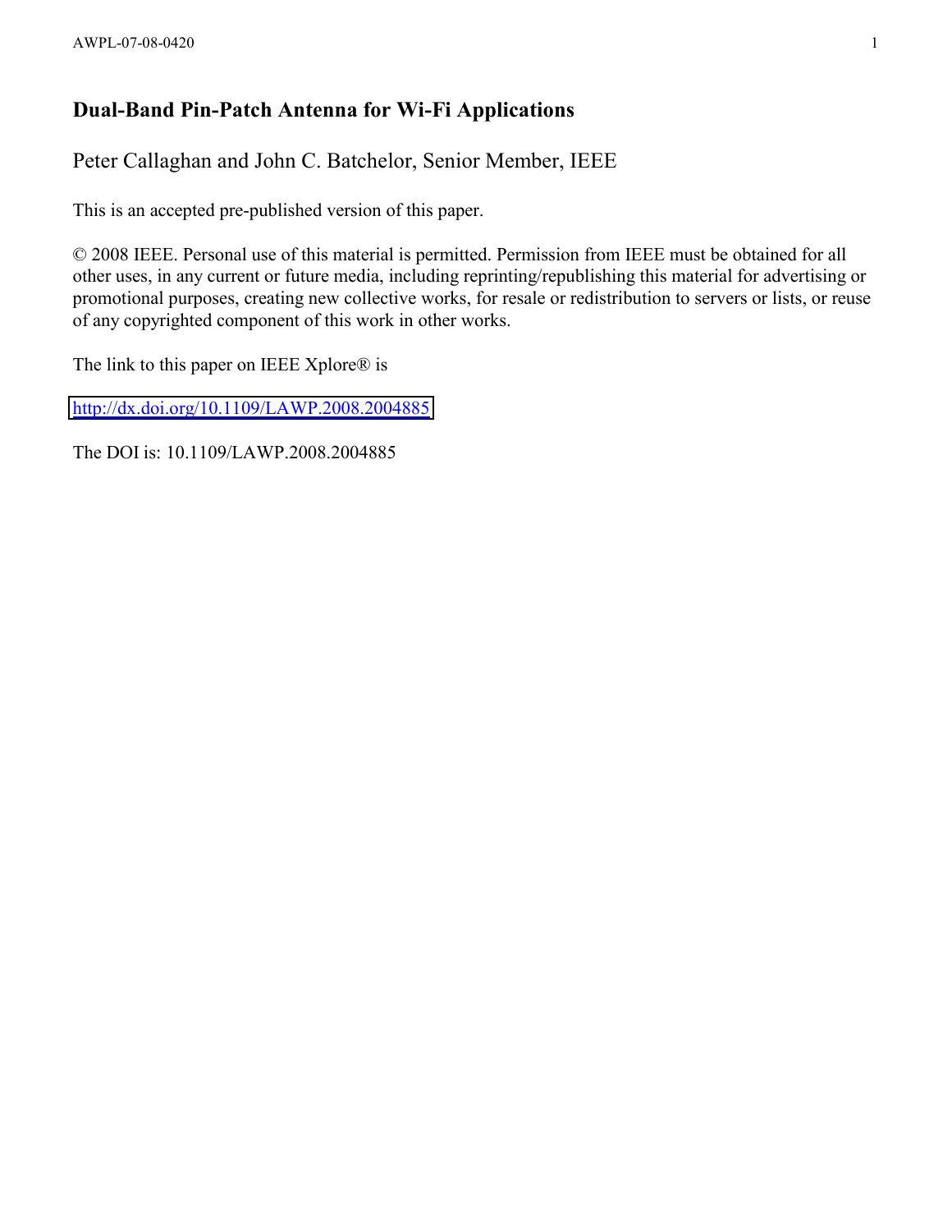# Dual-Band Pin-Patch Antenna for Wi-Fi Applications

Peter Callaghan and John C. Batchelor, Senior Member, IEEE

This is an accepted pre-published version of this paper.

© 2008 IEEE. Personal use of this material is permitted. Permission from IEEE must be obtained for all other uses, in any current or future media, including reprinting/republishing this material for advertising or promotional purposes, creating new collective works, for resale or redistribution to servers or lists, or reuse of any copyrighted component of this work in other works.

The link to this paper on IEEE Xplore® is

http://dx.doi.org/10.1109/LAWP.2008.2004885

The DOI is: 10.1109/LAWP.2008.2004885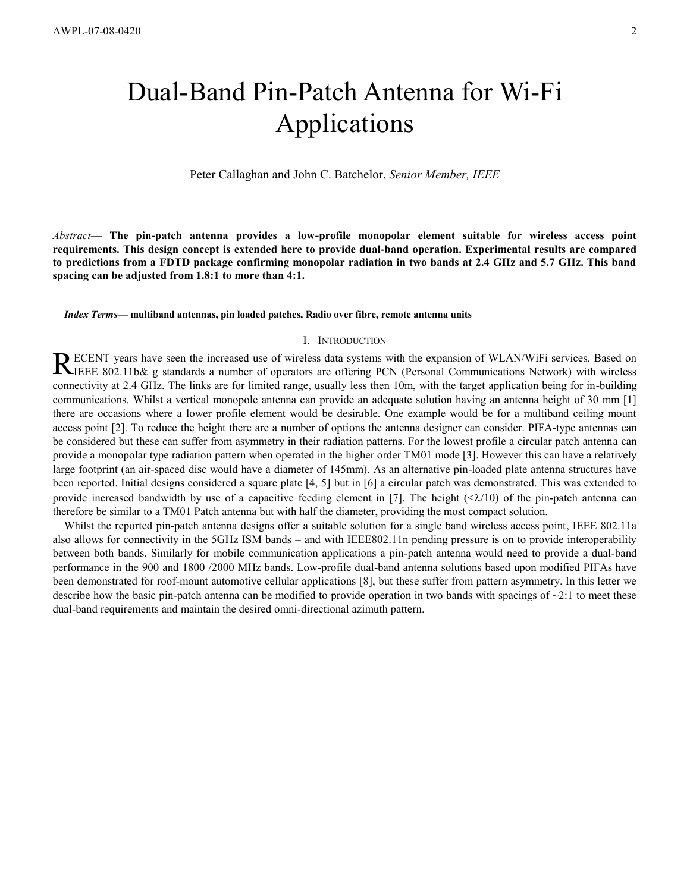# Dual-Band Pin-Patch Antenna for Wi-Fi Applications

Peter Callaghan and John C. Batchelor, *Senior Member, IEEE*

*Abstract*— **The pin-patch antenna provides a low-profile monopolar element suitable for wireless access point requirements. This design concept is extended here to provide dual-band operation. Experimental results are compared to predictions from a FDTD package confirming monopolar radiation in two bands at 2.4 GHz and 5.7 GHz. This band spacing can be adjusted from 1.8:1 to more than 4:1.**

***Index Terms*— multiband antennas, pin loaded patches, Radio over fibre, remote antenna units**

## I. Introduction

RECENT years have seen the increased use of wireless data systems with the expansion of WLAN/WiFi services. Based on IEEE 802.11b& g standards a number of operators are offering PCN (Personal Communications Network) with wireless connectivity at 2.4 GHz. The links are for limited range, usually less then 10m, with the target application being for in-building communications. Whilst a vertical monopole antenna can provide an adequate solution having an antenna height of 30 mm [1] there are occasions where a lower profile element would be desirable. One example would be for a multiband ceiling mount access point [2]. To reduce the height there are a number of options the antenna designer can consider. PIFA-type antennas can be considered but these can suffer from asymmetry in their radiation patterns. For the lowest profile a circular patch antenna can provide a monopolar type radiation pattern when operated in the higher order TM01 mode [3]. However this can have a relatively large footprint (an air-spaced disc would have a diameter of 145mm). As an alternative pin-loaded plate antenna structures have been reported. Initial designs considered a square plate [4, 5] but in [6] a circular patch was demonstrated. This was extended to provide increased bandwidth by use of a capacitive feeding element in [7]. The height ($<\lambda/10$) of the pin-patch antenna can therefore be similar to a TM01 Patch antenna but with half the diameter, providing the most compact solution.

Whilst the reported pin-patch antenna designs offer a suitable solution for a single band wireless access point, IEEE 802.11a also allows for connectivity in the 5GHz ISM bands – and with IEEE802.11n pending pressure is on to provide interoperability between both bands. Similarly for mobile communication applications a pin-patch antenna would need to provide a dual-band performance in the 900 and 1800 /2000 MHz bands. Low-profile dual-band antenna solutions based upon modified PIFAs have been demonstrated for roof-mount automotive cellular applications [8], but these suffer from pattern asymmetry. In this letter we describe how the basic pin-patch antenna can be modified to provide operation in two bands with spacings of ~2:1 to meet these dual-band requirements and maintain the desired omni-directional azimuth pattern.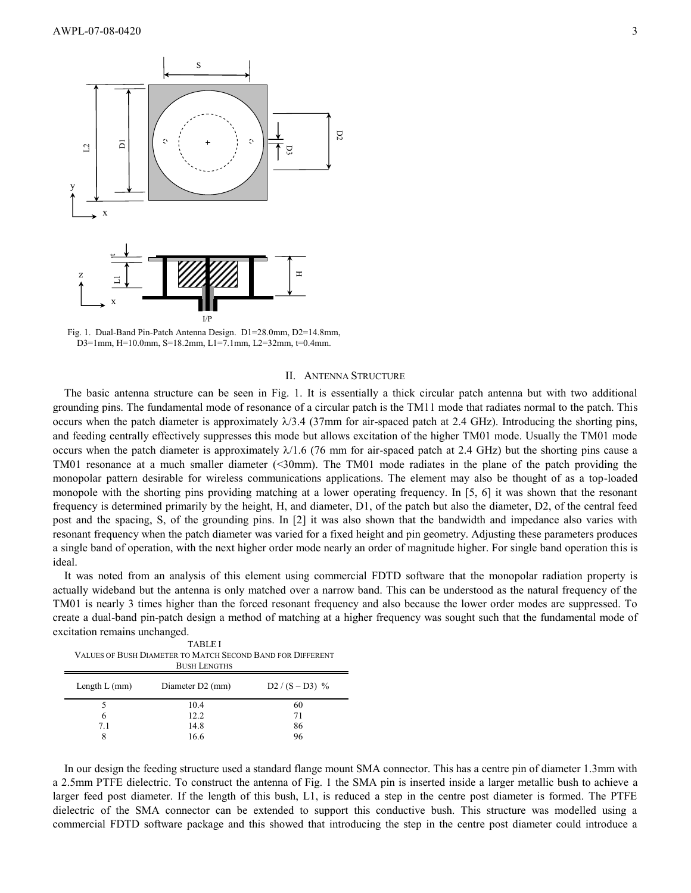Fig. 1. Dual-Band Pin-Patch Antenna Design. D1=28.0mm, D2=14.8mm, D3=1mm, H=10.0mm, S=18.2mm, L1=7.1mm, L2=32mm, t=0.4mm.

## II. Antenna Structure

The basic antenna structure can be seen in Fig. 1. It is essentially a thick circular patch antenna but with two additional grounding pins. The fundamental mode of resonance of a circular patch is the TM11 mode that radiates normal to the patch. This occurs when the patch diameter is approximately $\lambda/3.4$ (37mm for air-spaced patch at 2.4 GHz). Introducing the shorting pins, and feeding centrally effectively suppresses this mode but allows excitation of the higher TM01 mode. Usually the TM01 mode occurs when the patch diameter is approximately $\lambda/1.6$ (76 mm for air-spaced patch at 2.4 GHz) but the shorting pins cause a TM01 resonance at a much smaller diameter (<30mm). The TM01 mode radiates in the plane of the patch providing the monopolar pattern desirable for wireless communications applications. The element may also be thought of as a top-loaded monopole with the shorting pins providing matching at a lower operating frequency. In [5, 6] it was shown that the resonant frequency is determined primarily by the height, H, and diameter, D1, of the patch but also the diameter, D2, of the central feed post and the spacing, S, of the grounding pins. In [2] it was also shown that the bandwidth and impedance also varies with resonant frequency when the patch diameter was varied for a fixed height and pin geometry. Adjusting these parameters produces a single band of operation, with the next higher order mode nearly an order of magnitude higher. For single band operation this is ideal.

It was noted from an analysis of this element using commercial FDTD software that the monopolar radiation property is actually wideband but the antenna is only matched over a narrow band. This can be understood as the natural frequency of the TM01 is nearly 3 times higher than the forced resonant frequency and also because the lower order modes are suppressed. To create a dual-band pin-patch design a method of matching at a higher frequency was sought such that the fundamental mode of excitation remains unchanged.

TABLE I
VALUES OF BUSH DIAMETER TO MATCH SECOND BAND FOR DIFFERENT BUSH LENGTHS

| Length L (mm) | Diameter D2 (mm) | D2 / (S – D3) % |
|---|---|---|
| 5 | 10.4 | 60 |
| 6 | 12.2 | 71 |
| 7.1 | 14.8 | 86 |
| 8 | 16.6 | 96 |

In our design the feeding structure used a standard flange mount SMA connector. This has a centre pin of diameter 1.3mm with a 2.5mm PTFE dielectric. To construct the antenna of Fig. 1 the SMA pin is inserted inside a larger metallic bush to achieve a larger feed post diameter. If the length of this bush, L1, is reduced a step in the centre post diameter is formed. The PTFE dielectric of the SMA connector can be extended to support this conductive bush. This structure was modelled using a commercial FDTD software package and this showed that introducing the step in the centre post diameter could introduce a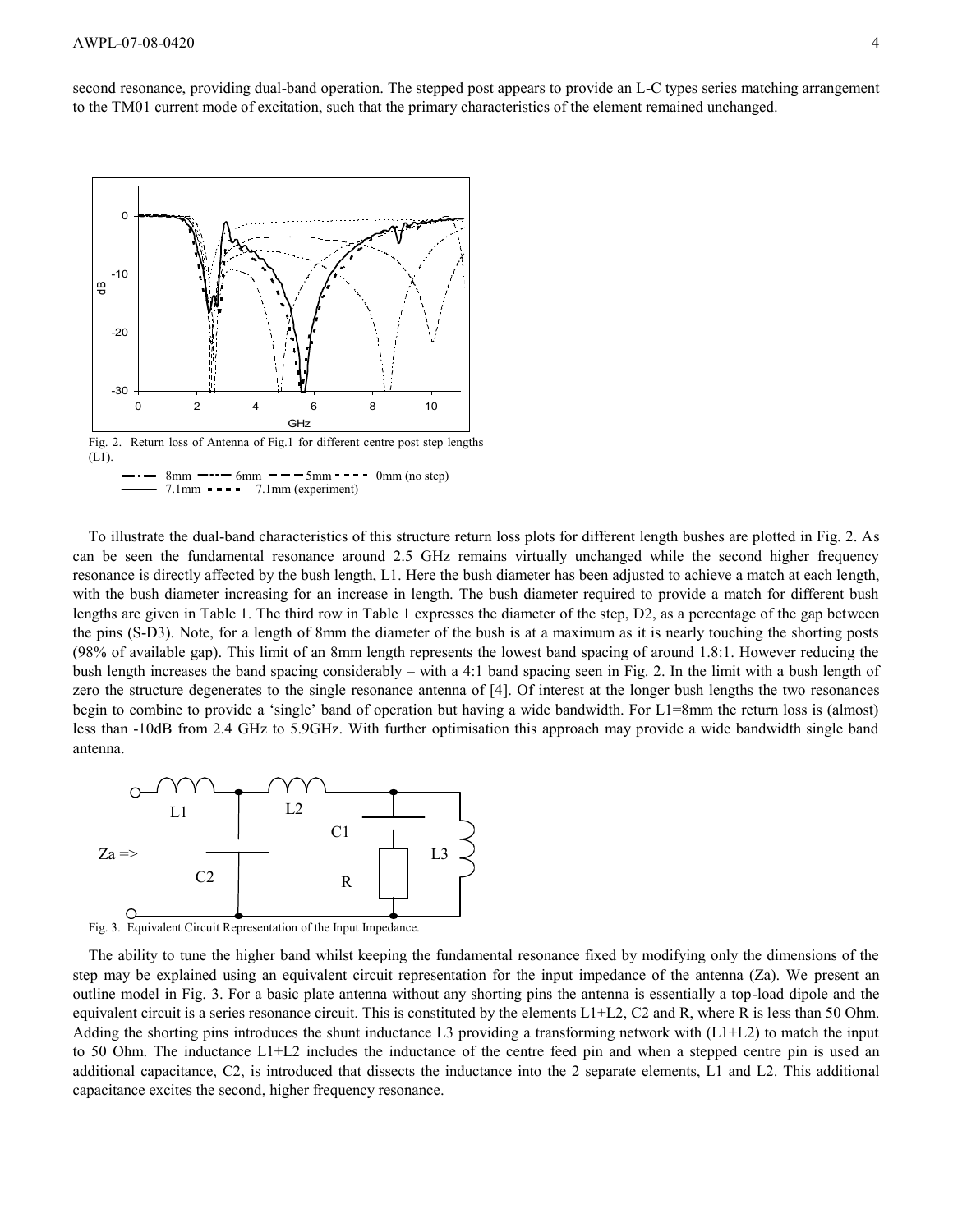second resonance, providing dual-band operation. The stepped post appears to provide an L-C types series matching arrangement to the TM01 current mode of excitation, such that the primary characteristics of the element remained unchanged.

Fig. 2. Return loss of Antenna of Fig.1 for different centre post step lengths (L1).

8mm, 6mm, 5mm, 0mm (no step), 7.1mm, 7.1mm (experiment)

To illustrate the dual-band characteristics of this structure return loss plots for different length bushes are plotted in Fig. 2. As can be seen the fundamental resonance around 2.5 GHz remains virtually unchanged while the second higher frequency resonance is directly affected by the bush length, L1. Here the bush diameter has been adjusted to achieve a match at each length, with the bush diameter increasing for an increase in length. The bush diameter required to provide a match for different bush lengths are given in Table 1. The third row in Table 1 expresses the diameter of the step, D2, as a percentage of the gap between the pins (S-D3). Note, for a length of 8mm the diameter of the bush is at a maximum as it is nearly touching the shorting posts (98% of available gap). This limit of an 8mm length represents the lowest band spacing of around 1.8:1. However reducing the bush length increases the band spacing considerably – with a 4:1 band spacing seen in Fig. 2. In the limit with a bush length of zero the structure degenerates to the single resonance antenna of [4]. Of interest at the longer bush lengths the two resonances begin to combine to provide a 'single' band of operation but having a wide bandwidth. For L1=8mm the return loss is (almost) less than -10dB from 2.4 GHz to 5.9GHz. With further optimisation this approach may provide a wide bandwidth single band antenna.

Fig. 3. Equivalent Circuit Representation of the Input Impedance.

The ability to tune the higher band whilst keeping the fundamental resonance fixed by modifying only the dimensions of the step may be explained using an equivalent circuit representation for the input impedance of the antenna (Za). We present an outline model in Fig. 3. For a basic plate antenna without any shorting pins the antenna is essentially a top-load dipole and the equivalent circuit is a series resonance circuit. This is constituted by the elements L1+L2, C2 and R, where R is less than 50 Ohm. Adding the shorting pins introduces the shunt inductance L3 providing a transforming network with (L1+L2) to match the input to 50 Ohm. The inductance L1+L2 includes the inductance of the centre feed pin and when a stepped centre pin is used an additional capacitance, C2, is introduced that dissects the inductance into the 2 separate elements, L1 and L2. This additional capacitance excites the second, higher frequency resonance.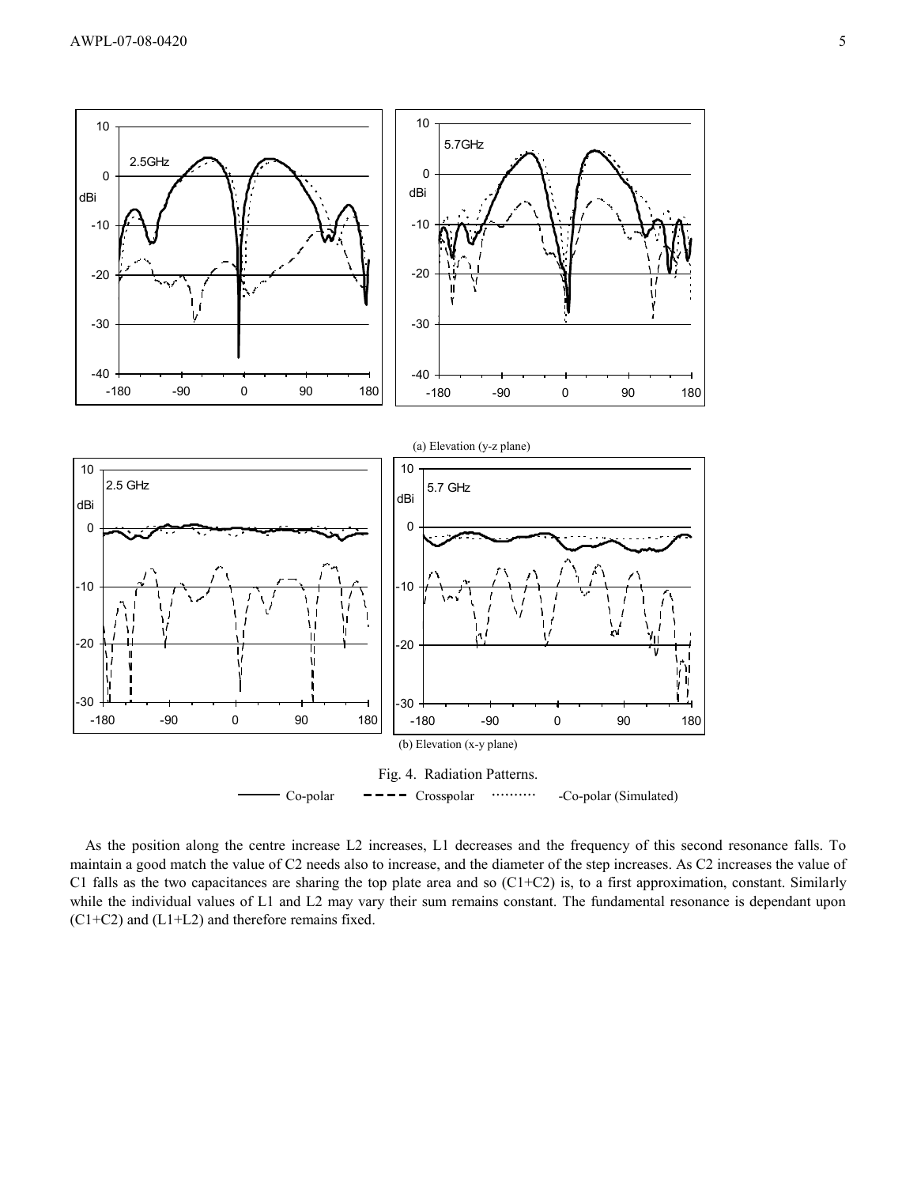(a) Elevation (y-z plane)

(b) Elevation (x-y plane)

Fig. 4. Radiation Patterns.

Co-polar — Crosspolar — -Co-polar (Simulated)

As the position along the centre increase L2 increases, L1 decreases and the frequency of this second resonance falls. To maintain a good match the value of C2 needs also to increase, and the diameter of the step increases. As C2 increases the value of C1 falls as the two capacitances are sharing the top plate area and so (C1+C2) is, to a first approximation, constant. Similarly while the individual values of L1 and L2 may vary their sum remains constant. The fundamental resonance is dependant upon (C1+C2) and (L1+L2) and therefore remains fixed.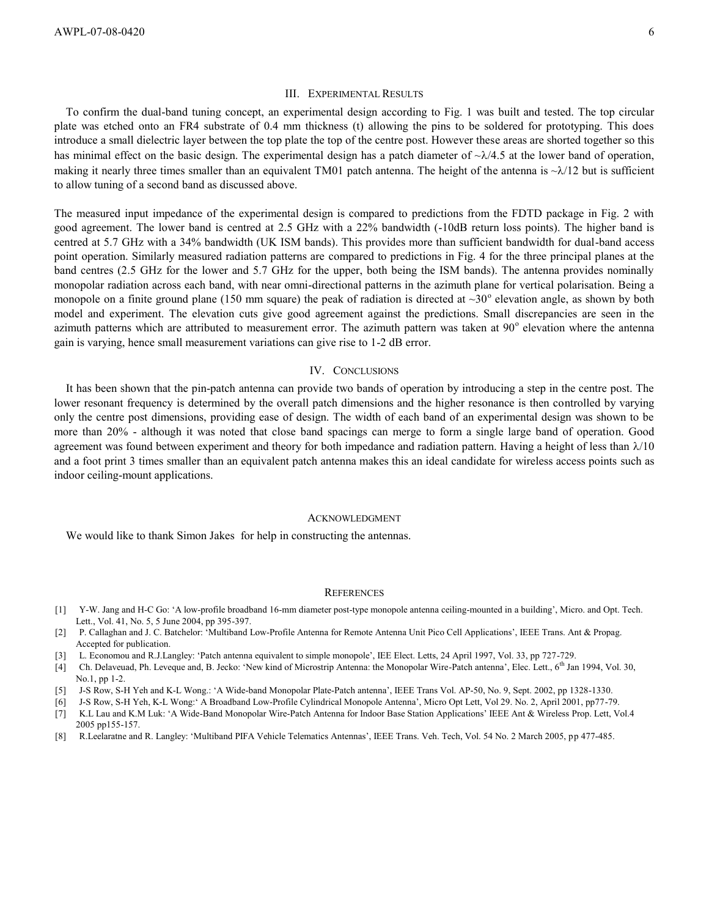## III. Experimental Results

To confirm the dual-band tuning concept, an experimental design according to Fig. 1 was built and tested. The top circular plate was etched onto an FR4 substrate of 0.4 mm thickness (t) allowing the pins to be soldered for prototyping. This does introduce a small dielectric layer between the top plate the top of the centre post. However these areas are shorted together so this has minimal effect on the basic design. The experimental design has a patch diameter of $\sim\lambda/4.5$ at the lower band of operation, making it nearly three times smaller than an equivalent TM01 patch antenna. The height of the antenna is $\sim\lambda/12$ but is sufficient to allow tuning of a second band as discussed above.

The measured input impedance of the experimental design is compared to predictions from the FDTD package in Fig. 2 with good agreement. The lower band is centred at 2.5 GHz with a 22% bandwidth (-10dB return loss points). The higher band is centred at 5.7 GHz with a 34% bandwidth (UK ISM bands). This provides more than sufficient bandwidth for dual-band access point operation. Similarly measured radiation patterns are compared to predictions in Fig. 4 for the three principal planes at the band centres (2.5 GHz for the lower and 5.7 GHz for the upper, both being the ISM bands). The antenna provides nominally monopolar radiation across each band, with near omni-directional patterns in the azimuth plane for vertical polarisation. Being a monopole on a finite ground plane (150 mm square) the peak of radiation is directed at $\sim 30^{o}$ elevation angle, as shown by both model and experiment. The elevation cuts give good agreement against the predictions. Small discrepancies are seen in the azimuth patterns which are attributed to measurement error. The azimuth pattern was taken at $90^{o}$ elevation where the antenna gain is varying, hence small measurement variations can give rise to 1-2 dB error.

## IV. Conclusions

It has been shown that the pin-patch antenna can provide two bands of operation by introducing a step in the centre post. The lower resonant frequency is determined by the overall patch dimensions and the higher resonance is then controlled by varying only the centre post dimensions, providing ease of design. The width of each band of an experimental design was shown to be more than 20% - although it was noted that close band spacings can merge to form a single large band of operation. Good agreement was found between experiment and theory for both impedance and radiation pattern. Having a height of less than $\lambda/10$ and a foot print 3 times smaller than an equivalent patch antenna makes this an ideal candidate for wireless access points such as indoor ceiling-mount applications.

## Acknowledgment

We would like to thank Simon Jakes for help in constructing the antennas.

## References

[1] Y-W. Jang and H-C Go: 'A low-profile broadband 16-mm diameter post-type monopole antenna ceiling-mounted in a building', Micro. and Opt. Tech. Lett., Vol. 41, No. 5, 5 June 2004, pp 395-397.

[2] P. Callaghan and J. C. Batchelor: 'Multiband Low-Profile Antenna for Remote Antenna Unit Pico Cell Applications', IEEE Trans. Ant & Propag. Accepted for publication.

[3] L. Economou and R.J.Langley: 'Patch antenna equivalent to simple monopole', IEE Elect. Letts, 24 April 1997, Vol. 33, pp 727-729.

[4] Ch. Delaveuad, Ph. Leveque and, B. Jecko: 'New kind of Microstrip Antenna: the Monopolar Wire-Patch antenna', Elec. Lett., 6th Jan 1994, Vol. 30, No.1, pp 1-2.

[5] J-S Row, S-H Yeh and K-L Wong.: 'A Wide-band Monopolar Plate-Patch antenna', IEEE Trans Vol. AP-50, No. 9, Sept. 2002, pp 1328-1330.

[6] J-S Row, S-H Yeh, K-L Wong:' A Broadband Low-Profile Cylindrical Monopole Antenna', Micro Opt Lett, Vol 29. No. 2, April 2001, pp77-79.

[7] K.L Lau and K.M Luk: 'A Wide-Band Monopolar Wire-Patch Antenna for Indoor Base Station Applications' IEEE Ant & Wireless Prop. Lett, Vol.4 2005 pp155-157.

[8] R.Leelaratne and R. Langley: 'Multiband PIFA Vehicle Telematics Antennas', IEEE Trans. Veh. Tech, Vol. 54 No. 2 March 2005, pp 477-485.